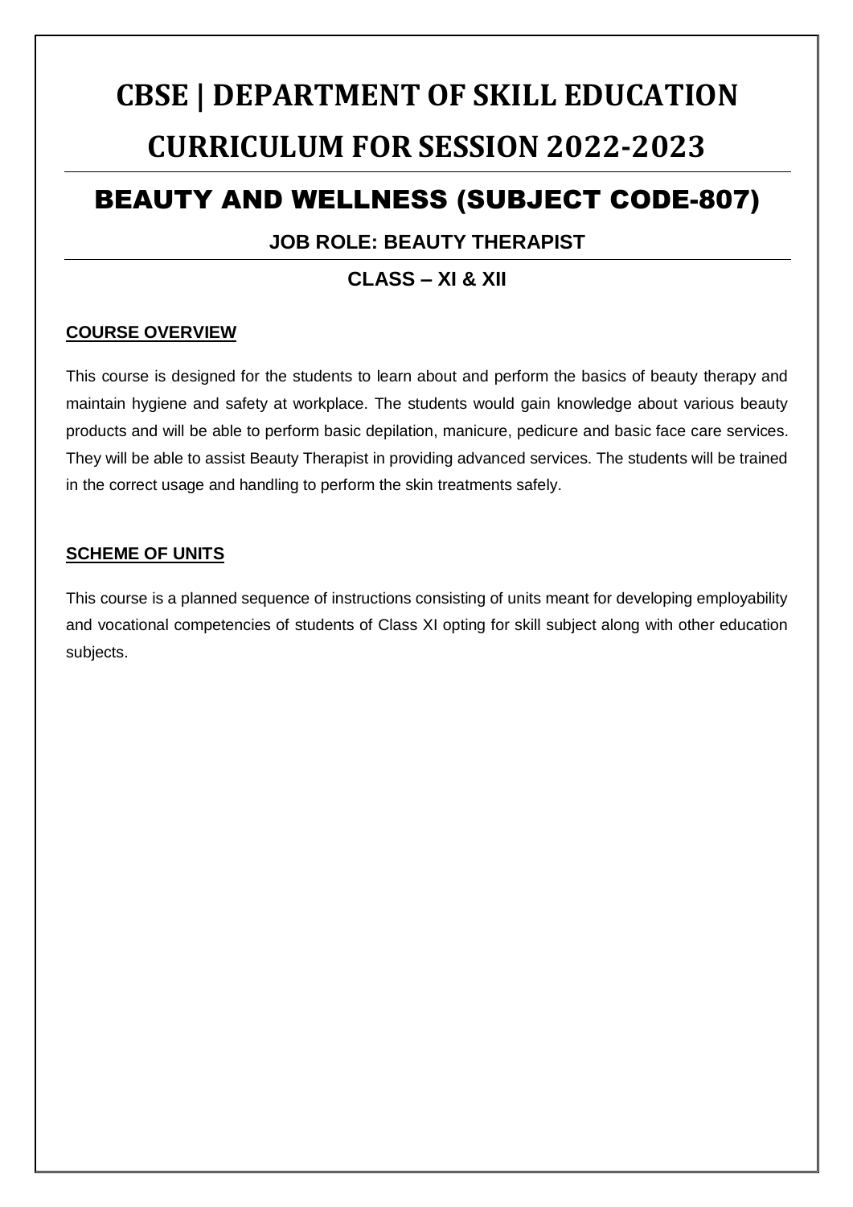# CBSE | DEPARTMENT OF SKILL EDUCATION

# CURRICULUM FOR SESSION 2022-2023

## BEAUTY AND WELLNESS (SUBJECT CODE-807)

### JOB ROLE: BEAUTY THERAPIST

### CLASS – XI & XII

**COURSE OVERVIEW**

This course is designed for the students to learn about and perform the basics of beauty therapy and maintain hygiene and safety at workplace. The students would gain knowledge about various beauty products and will be able to perform basic depilation, manicure, pedicure and basic face care services. They will be able to assist Beauty Therapist in providing advanced services. The students will be trained in the correct usage and handling to perform the skin treatments safely.

**SCHEME OF UNITS**

This course is a planned sequence of instructions consisting of units meant for developing employability and vocational competencies of students of Class XI opting for skill subject along with other education subjects.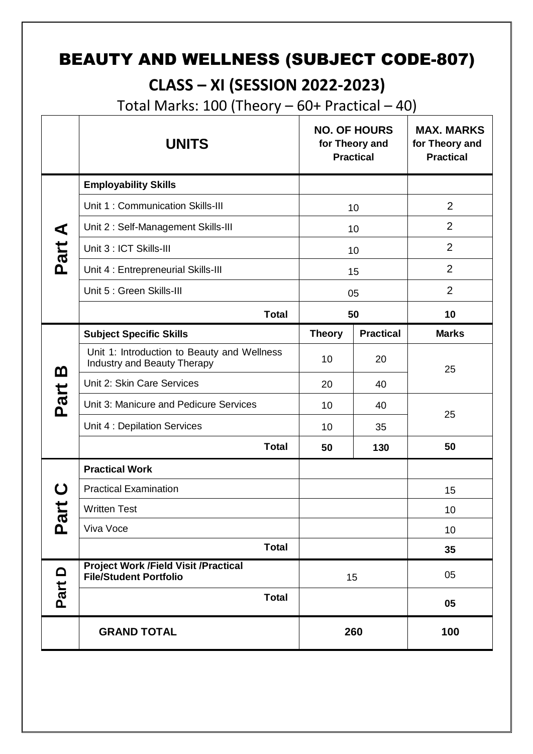# BEAUTY AND WELLNESS (SUBJECT CODE-807)

## CLASS – XI (SESSION 2022-2023)

Total Marks: 100 (Theory – 60+ Practical – 40)

| | UNITS | NO. OF HOURS for Theory and Practical | | MAX. MARKS for Theory and Practical |
|---|---|---|---|---|
| Part A | **Employability Skills** | | | |
| | Unit 1 : Communication Skills-III | 10 | | 2 |
| | Unit 2 : Self-Management Skills-III | 10 | | 2 |
| | Unit 3 : ICT Skills-III | 10 | | 2 |
| | Unit 4 : Entrepreneurial Skills-III | 15 | | 2 |
| | Unit 5 : Green Skills-III | 05 | | 2 |
| | **Total** | **50** | | **10** |
| Part B | **Subject Specific Skills** | **Theory** | **Practical** | **Marks** |
| | Unit 1: Introduction to Beauty and Wellness Industry and Beauty Therapy | 10 | 20 | 25 |
| | Unit 2: Skin Care Services | 20 | 40 | |
| | Unit 3: Manicure and Pedicure Services | 10 | 40 | 25 |
| | Unit 4 : Depilation Services | 10 | 35 | |
| | **Total** | **50** | **130** | **50** |
| Part C | **Practical Work** | | | |
| | Practical Examination | | | 15 |
| | Written Test | | | 10 |
| | Viva Voce | | | 10 |
| | **Total** | | | **35** |
| Part D | **Project Work /Field Visit /Practical File/Student Portfolio** | 15 | | 05 |
| | **Total** | | | **05** |
| | **GRAND TOTAL** | **260** | | **100** |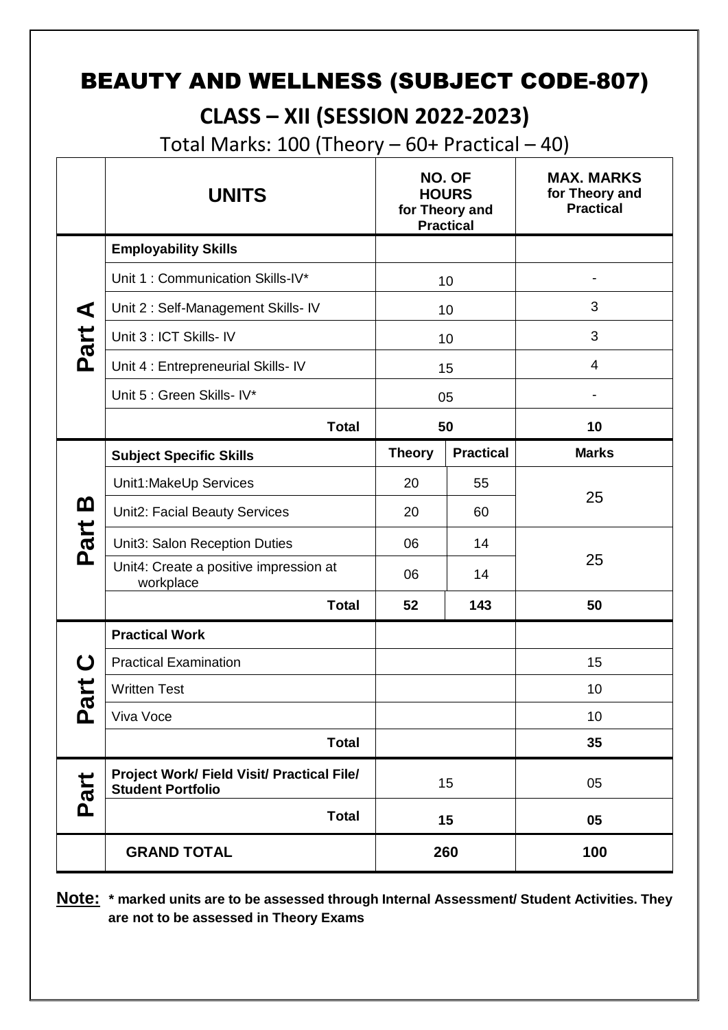# BEAUTY AND WELLNESS (SUBJECT CODE-807)

## CLASS – XII (SESSION 2022-2023)

Total Marks: 100 (Theory – 60+ Practical – 40)

| | UNITS | NO. OF HOURS for Theory and Practical | | MAX. MARKS for Theory and Practical |
|---|---|---|---|---|
| Part A | **Employability Skills** | | | |
| | Unit 1 : Communication Skills-IV* | 10 | | - |
| | Unit 2 : Self-Management Skills- IV | 10 | | 3 |
| | Unit 3 : ICT Skills- IV | 10 | | 3 |
| | Unit 4 : Entrepreneurial Skills- IV | 15 | | 4 |
| | Unit 5 : Green Skills- IV* | 05 | | - |
| | **Total** | **50** | | **10** |
| Part B | **Subject Specific Skills** | **Theory** | **Practical** | **Marks** |
| | Unit1:MakeUp Services | 20 | 55 | 25 |
| | Unit2: Facial Beauty Services | 20 | 60 | |
| | Unit3: Salon Reception Duties | 06 | 14 | 25 |
| | Unit4: Create a positive impression at workplace | 06 | 14 | |
| | **Total** | **52** | **143** | **50** |
| Part C | **Practical Work** | | | |
| | Practical Examination | | | 15 |
| | Written Test | | | 10 |
| | Viva Voce | | | 10 |
| | **Total** | | | **35** |
| Part | **Project Work/ Field Visit/ Practical File/ Student Portfolio** | 15 | | 05 |
| | **Total** | **15** | | **05** |
| | **GRAND TOTAL** | **260** | | **100** |

**Note:** **\* marked units are to be assessed through Internal Assessment/ Student Activities. They are not to be assessed in Theory Exams**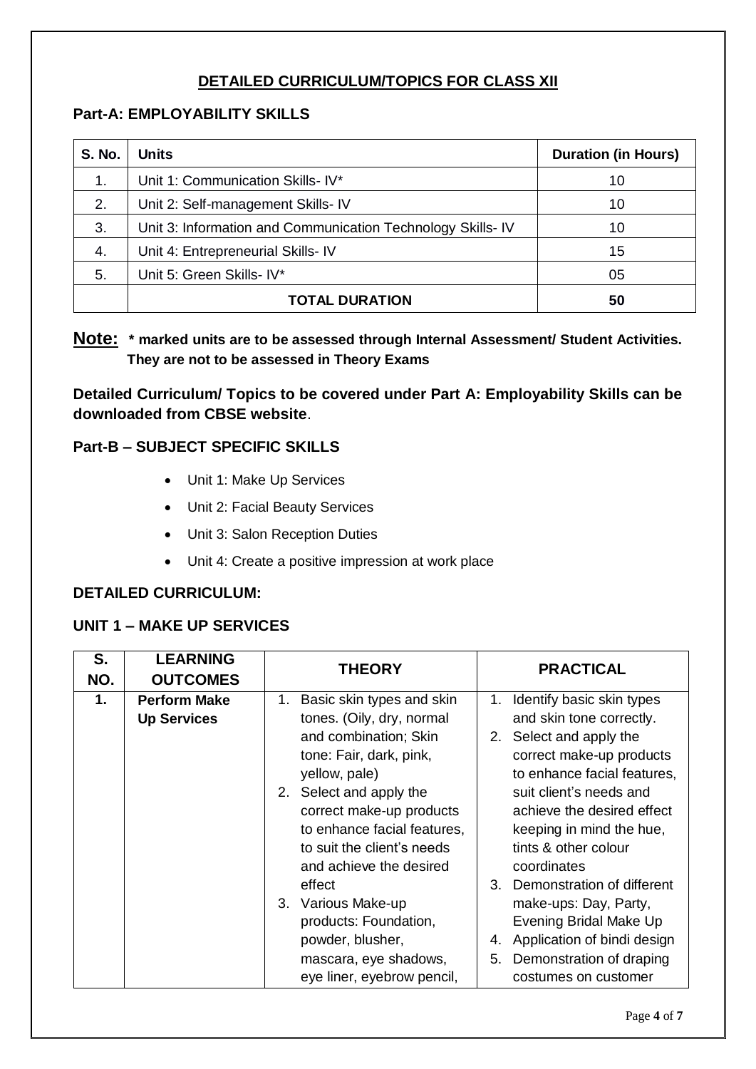## DETAILED CURRICULUM/TOPICS FOR CLASS XII

### Part-A: EMPLOYABILITY SKILLS

| S. No. | Units | Duration (in Hours) |
|---|---|---|
| 1. | Unit 1: Communication Skills- IV* | 10 |
| 2. | Unit 2: Self-management Skills- IV | 10 |
| 3. | Unit 3: Information and Communication Technology Skills- IV | 10 |
| 4. | Unit 4: Entrepreneurial Skills- IV | 15 |
| 5. | Unit 5: Green Skills- IV* | 05 |
| | **TOTAL DURATION** | **50** |

**Note: * marked units are to be assessed through Internal Assessment/ Student Activities. They are not to be assessed in Theory Exams**

**Detailed Curriculum/ Topics to be covered under Part A: Employability Skills can be downloaded from CBSE website**.

### Part-B – SUBJECT SPECIFIC SKILLS

- Unit 1: Make Up Services
- Unit 2: Facial Beauty Services
- Unit 3: Salon Reception Duties
- Unit 4: Create a positive impression at work place

### DETAILED CURRICULUM:

### UNIT 1 – MAKE UP SERVICES

| S. NO. | LEARNING OUTCOMES | THEORY | PRACTICAL |
|---|---|---|---|
| **1.** | **Perform Make Up Services** | 1. Basic skin types and skin tones. (Oily, dry, normal and combination; Skin tone: Fair, dark, pink, yellow, pale)<br>2. Select and apply the correct make-up products to enhance facial features, to suit the client's needs and achieve the desired effect<br>3. Various Make-up products: Foundation, powder, blusher, mascara, eye shadows, eye liner, eyebrow pencil, | 1. Identify basic skin types and skin tone correctly.<br>2. Select and apply the correct make-up products to enhance facial features, suit client's needs and achieve the desired effect keeping in mind the hue, tints & other colour coordinates<br>3. Demonstration of different make-ups: Day, Party, Evening Bridal Make Up<br>4. Application of bindi design<br>5. Demonstration of draping costumes on customer |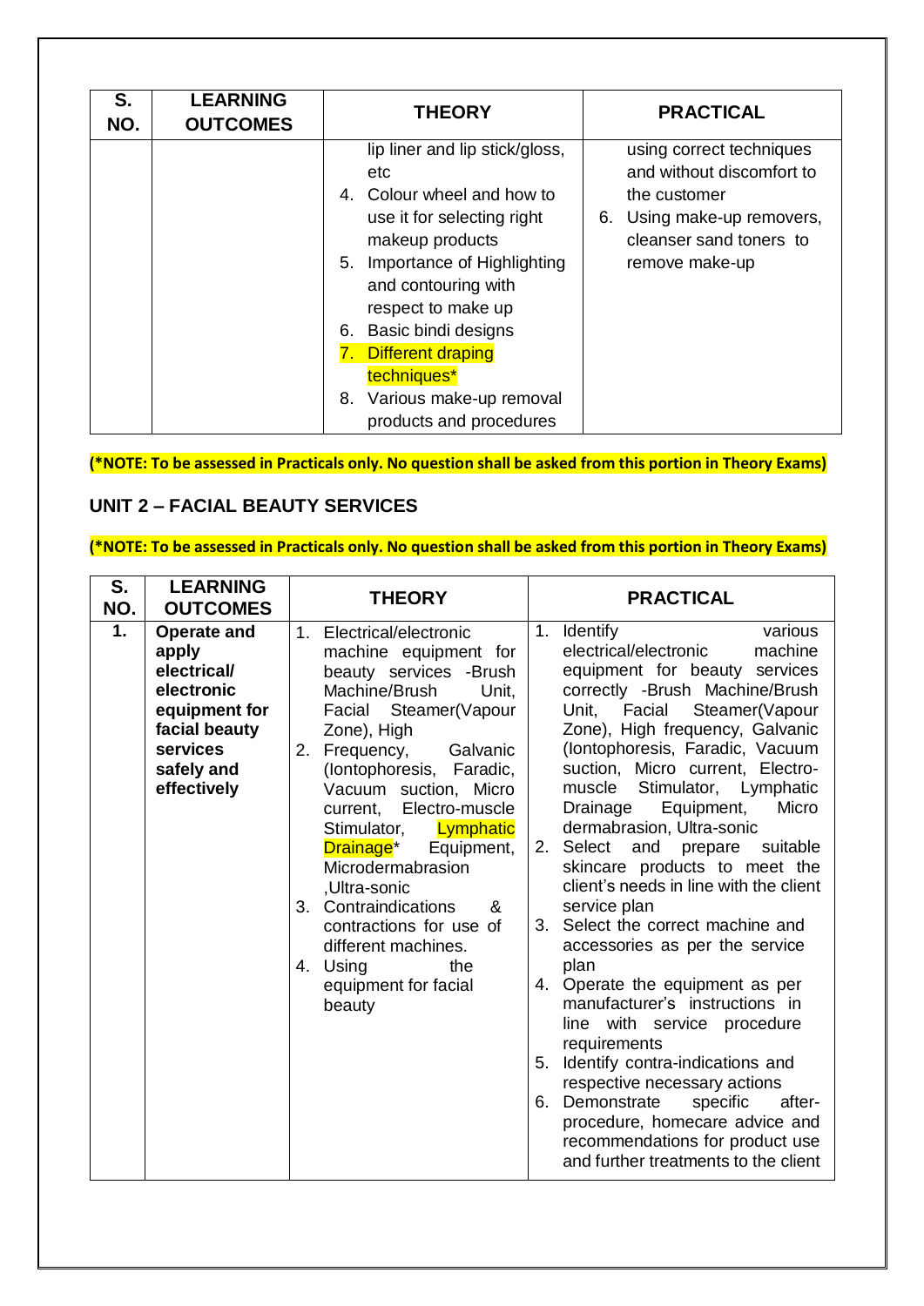| S. NO. | LEARNING OUTCOMES | THEORY | PRACTICAL |
|---|---|---|---|
| | | lip liner and lip stick/gloss, etc<br>4. Colour wheel and how to use it for selecting right makeup products<br>5. Importance of Highlighting and contouring with respect to make up<br>6. Basic bindi designs<br>7. Different draping techniques*<br>8. Various make-up removal products and procedures | using correct techniques and without discomfort to the customer<br>6. Using make-up removers, cleanser sand toners to remove make-up |

**(*NOTE: To be assessed in Practicals only. No question shall be asked from this portion in Theory Exams)**

## UNIT 2 – FACIAL BEAUTY SERVICES

**(*NOTE: To be assessed in Practicals only. No question shall be asked from this portion in Theory Exams)**

| S. NO. | LEARNING OUTCOMES | THEORY | PRACTICAL |
|---|---|---|---|
| 1. | **Operate and apply electrical/ electronic equipment for facial beauty services safely and effectively** | 1. Electrical/electronic machine equipment for beauty services -Brush Machine/Brush Unit, Facial Steamer(Vapour Zone), High<br>2. Frequency, Galvanic (Iontophoresis, Faradic, Vacuum suction, Micro current, Electro-muscle Stimulator, Lymphatic Drainage* Equipment, Microdermabrasion ,Ultra-sonic<br>3. Contraindications & contractions for use of different machines.<br>4. Using the equipment for facial beauty | 1. Identify various electrical/electronic machine equipment for beauty services correctly -Brush Machine/Brush Unit, Facial Steamer(Vapour Zone), High frequency, Galvanic (Iontophoresis, Faradic, Vacuum suction, Micro current, Electro-muscle Stimulator, Lymphatic Drainage Equipment, Micro dermabrasion, Ultra-sonic<br>2. Select and prepare suitable skincare products to meet the client's needs in line with the client service plan<br>3. Select the correct machine and accessories as per the service plan<br>4. Operate the equipment as per manufacturer's instructions in line with service procedure requirements<br>5. Identify contra-indications and respective necessary actions<br>6. Demonstrate specific after-procedure, homecare advice and recommendations for product use and further treatments to the client |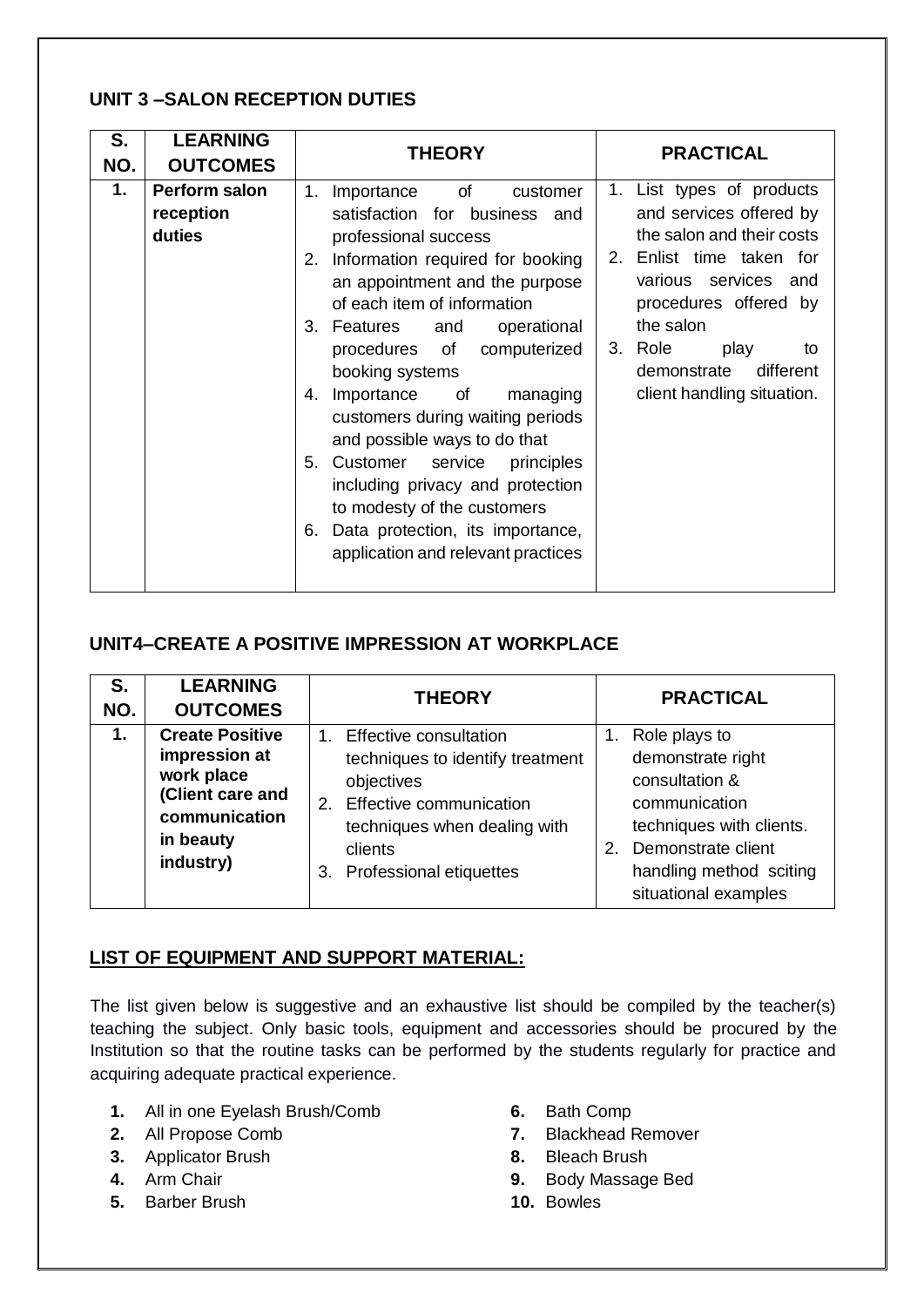## UNIT 3 –SALON RECEPTION DUTIES

| S. NO. | LEARNING OUTCOMES | THEORY | PRACTICAL |
|---|---|---|---|
| 1. | **Perform salon reception duties** | 1. Importance of customer satisfaction for business and professional success<br>2. Information required for booking an appointment and the purpose of each item of information<br>3. Features and operational procedures of computerized booking systems<br>4. Importance of managing customers during waiting periods and possible ways to do that<br>5. Customer service principles including privacy and protection to modesty of the customers<br>6. Data protection, its importance, application and relevant practices | 1. List types of products and services offered by the salon and their costs<br>2. Enlist time taken for various services and procedures offered by the salon<br>3. Role play to demonstrate different client handling situation. |

## UNIT4–CREATE A POSITIVE IMPRESSION AT WORKPLACE

| S. NO. | LEARNING OUTCOMES | THEORY | PRACTICAL |
|---|---|---|---|
| 1. | **Create Positive impression at work place (Client care and communication in beauty industry)** | 1. Effective consultation techniques to identify treatment objectives<br>2. Effective communication techniques when dealing with clients<br>3. Professional etiquettes | 1. Role plays to demonstrate right consultation & communication techniques with clients.<br>2. Demonstrate client handling method sciting situational examples |

## LIST OF EQUIPMENT AND SUPPORT MATERIAL:

The list given below is suggestive and an exhaustive list should be compiled by the teacher(s) teaching the subject. Only basic tools, equipment and accessories should be procured by the Institution so that the routine tasks can be performed by the students regularly for practice and acquiring adequate practical experience.

1. All in one Eyelash Brush/Comb
2. All Propose Comb
3. Applicator Brush
4. Arm Chair
5. Barber Brush
6. Bath Comp
7. Blackhead Remover
8. Bleach Brush
9. Body Massage Bed
10. Bowles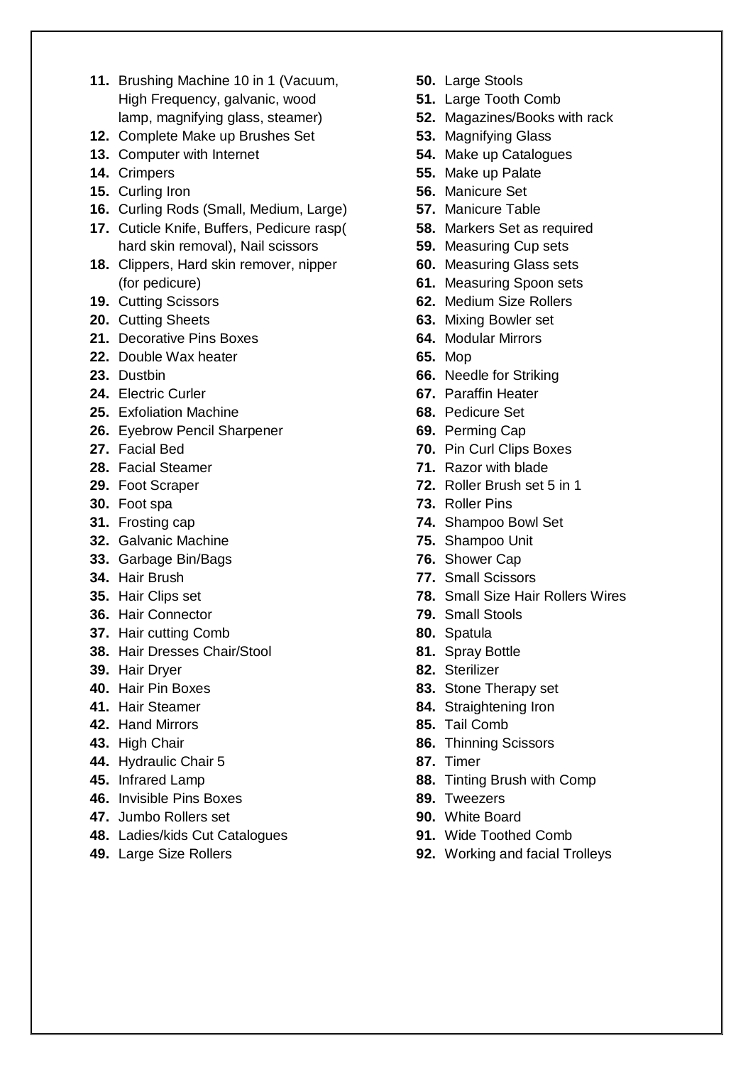11. Brushing Machine 10 in 1 (Vacuum, High Frequency, galvanic, wood lamp, magnifying glass, steamer)
12. Complete Make up Brushes Set
13. Computer with Internet
14. Crimpers
15. Curling Iron
16. Curling Rods (Small, Medium, Large)
17. Cuticle Knife, Buffers, Pedicure rasp( hard skin removal), Nail scissors
18. Clippers, Hard skin remover, nipper (for pedicure)
19. Cutting Scissors
20. Cutting Sheets
21. Decorative Pins Boxes
22. Double Wax heater
23. Dustbin
24. Electric Curler
25. Exfoliation Machine
26. Eyebrow Pencil Sharpener
27. Facial Bed
28. Facial Steamer
29. Foot Scraper
30. Foot spa
31. Frosting cap
32. Galvanic Machine
33. Garbage Bin/Bags
34. Hair Brush
35. Hair Clips set
36. Hair Connector
37. Hair cutting Comb
38. Hair Dresses Chair/Stool
39. Hair Dryer
40. Hair Pin Boxes
41. Hair Steamer
42. Hand Mirrors
43. High Chair
44. Hydraulic Chair 5
45. Infrared Lamp
46. Invisible Pins Boxes
47. Jumbo Rollers set
48. Ladies/kids Cut Catalogues
49. Large Size Rollers
50. Large Stools
51. Large Tooth Comb
52. Magazines/Books with rack
53. Magnifying Glass
54. Make up Catalogues
55. Make up Palate
56. Manicure Set
57. Manicure Table
58. Markers Set as required
59. Measuring Cup sets
60. Measuring Glass sets
61. Measuring Spoon sets
62. Medium Size Rollers
63. Mixing Bowler set
64. Modular Mirrors
65. Mop
66. Needle for Striking
67. Paraffin Heater
68. Pedicure Set
69. Perming Cap
70. Pin Curl Clips Boxes
71. Razor with blade
72. Roller Brush set 5 in 1
73. Roller Pins
74. Shampoo Bowl Set
75. Shampoo Unit
76. Shower Cap
77. Small Scissors
78. Small Size Hair Rollers Wires
79. Small Stools
80. Spatula
81. Spray Bottle
82. Sterilizer
83. Stone Therapy set
84. Straightening Iron
85. Tail Comb
86. Thinning Scissors
87. Timer
88. Tinting Brush with Comp
89. Tweezers
90. White Board
91. Wide Toothed Comb
92. Working and facial Trolleys